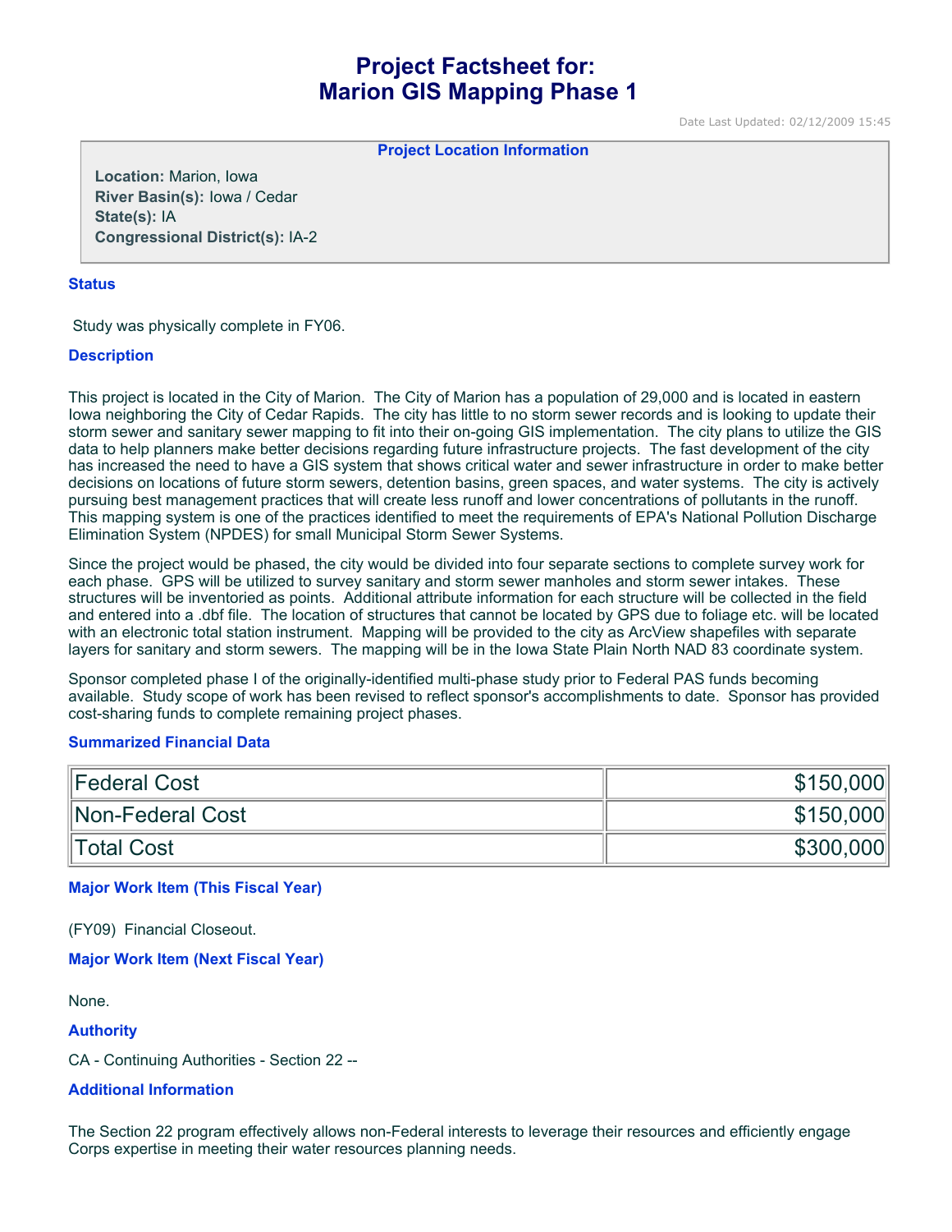# Project Factsheet for:
# Marion GIS Mapping Phase 1

Date Last Updated: 02/12/2009 15:45

**Project Location Information**

**Location:** Marion, Iowa
**River Basin(s):** Iowa / Cedar
**State(s):** IA
**Congressional District(s):** IA-2

### Status

Study was physically complete in FY06.

### Description

This project is located in the City of Marion. The City of Marion has a population of 29,000 and is located in eastern Iowa neighboring the City of Cedar Rapids. The city has little to no storm sewer records and is looking to update their storm sewer and sanitary sewer mapping to fit into their on-going GIS implementation. The city plans to utilize the GIS data to help planners make better decisions regarding future infrastructure projects. The fast development of the city has increased the need to have a GIS system that shows critical water and sewer infrastructure in order to make better decisions on locations of future storm sewers, detention basins, green spaces, and water systems. The city is actively pursuing best management practices that will create less runoff and lower concentrations of pollutants in the runoff. This mapping system is one of the practices identified to meet the requirements of EPA's National Pollution Discharge Elimination System (NPDES) for small Municipal Storm Sewer Systems.

Since the project would be phased, the city would be divided into four separate sections to complete survey work for each phase. GPS will be utilized to survey sanitary and storm sewer manholes and storm sewer intakes. These structures will be inventoried as points. Additional attribute information for each structure will be collected in the field and entered into a .dbf file. The location of structures that cannot be located by GPS due to foliage etc. will be located with an electronic total station instrument. Mapping will be provided to the city as ArcView shapefiles with separate layers for sanitary and storm sewers. The mapping will be in the Iowa State Plain North NAD 83 coordinate system.

Sponsor completed phase I of the originally-identified multi-phase study prior to Federal PAS funds becoming available. Study scope of work has been revised to reflect sponsor's accomplishments to date. Sponsor has provided cost-sharing funds to complete remaining project phases.

### Summarized Financial Data

| | |
|---|---:|
| Federal Cost | $150,000 |
| Non-Federal Cost | $150,000 |
| Total Cost | $300,000 |

### Major Work Item (This Fiscal Year)

(FY09) Financial Closeout.

### Major Work Item (Next Fiscal Year)

None.

### Authority

CA - Continuing Authorities - Section 22 --

### Additional Information

The Section 22 program effectively allows non-Federal interests to leverage their resources and efficiently engage Corps expertise in meeting their water resources planning needs.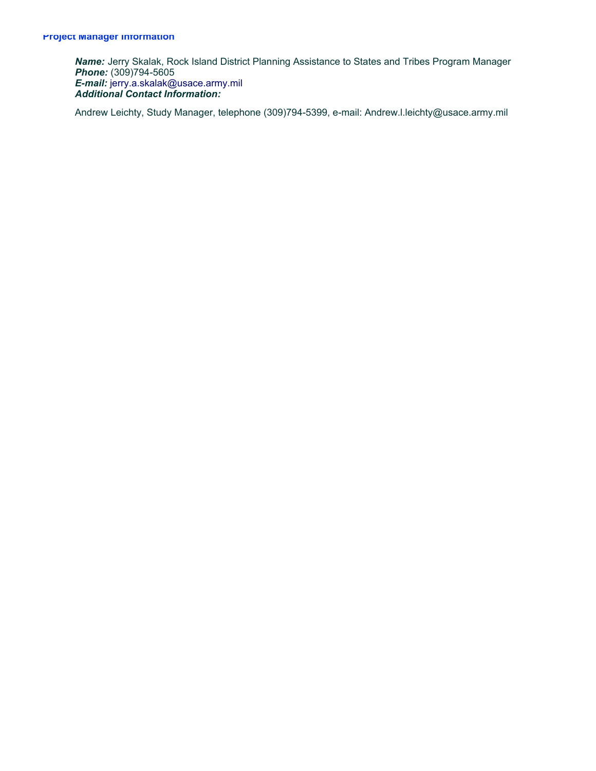### Project Manager Information

***Name:*** Jerry Skalak, Rock Island District Planning Assistance to States and Tribes Program Manager
***Phone:*** (309)794-5605
***E-mail:*** jerry.a.skalak@usace.army.mil
***Additional Contact Information:***

Andrew Leichty, Study Manager, telephone (309)794-5399, e-mail: Andrew.l.leichty@usace.army.mil